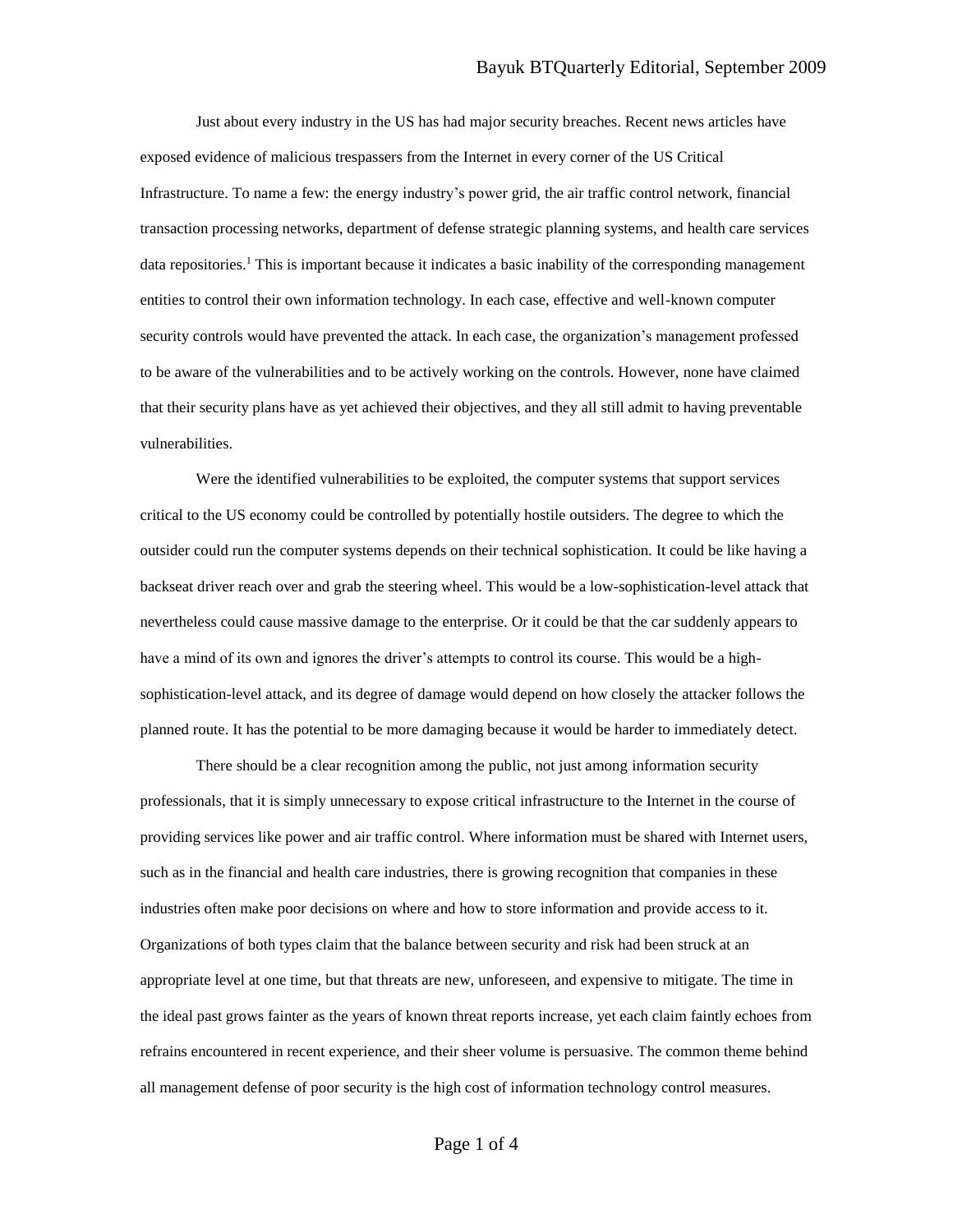Just about every industry in the US has had major security breaches. Recent news articles have exposed evidence of malicious trespassers from the Internet in every corner of the US Critical Infrastructure. To name a few: the energy industry's power grid, the air traffic control network, financial transaction processing networks, department of defense strategic planning systems, and health care services data repositories.[1] This is important because it indicates a basic inability of the corresponding management entities to control their own information technology. In each case, effective and well-known computer security controls would have prevented the attack. In each case, the organization's management professed to be aware of the vulnerabilities and to be actively working on the controls. However, none have claimed that their security plans have as yet achieved their objectives, and they all still admit to having preventable vulnerabilities.

Were the identified vulnerabilities to be exploited, the computer systems that support services critical to the US economy could be controlled by potentially hostile outsiders. The degree to which the outsider could run the computer systems depends on their technical sophistication. It could be like having a backseat driver reach over and grab the steering wheel. This would be a low-sophistication-level attack that nevertheless could cause massive damage to the enterprise. Or it could be that the car suddenly appears to have a mind of its own and ignores the driver's attempts to control its course. This would be a high-sophistication-level attack, and its degree of damage would depend on how closely the attacker follows the planned route. It has the potential to be more damaging because it would be harder to immediately detect.

There should be a clear recognition among the public, not just among information security professionals, that it is simply unnecessary to expose critical infrastructure to the Internet in the course of providing services like power and air traffic control. Where information must be shared with Internet users, such as in the financial and health care industries, there is growing recognition that companies in these industries often make poor decisions on where and how to store information and provide access to it. Organizations of both types claim that the balance between security and risk had been struck at an appropriate level at one time, but that threats are new, unforeseen, and expensive to mitigate. The time in the ideal past grows fainter as the years of known threat reports increase, yet each claim faintly echoes from refrains encountered in recent experience, and their sheer volume is persuasive. The common theme behind all management defense of poor security is the high cost of information technology control measures.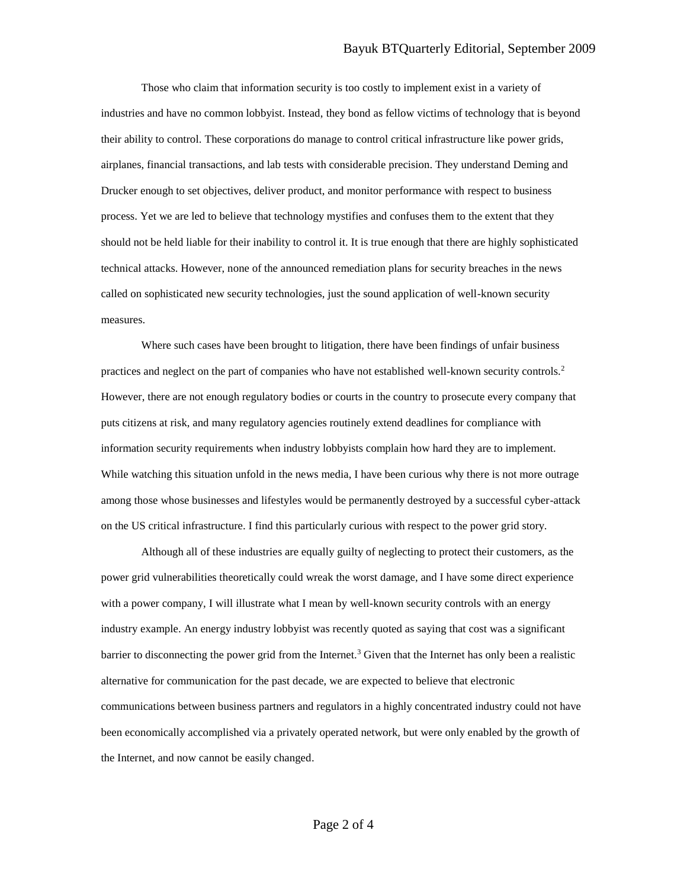Those who claim that information security is too costly to implement exist in a variety of industries and have no common lobbyist. Instead, they bond as fellow victims of technology that is beyond their ability to control. These corporations do manage to control critical infrastructure like power grids, airplanes, financial transactions, and lab tests with considerable precision. They understand Deming and Drucker enough to set objectives, deliver product, and monitor performance with respect to business process. Yet we are led to believe that technology mystifies and confuses them to the extent that they should not be held liable for their inability to control it. It is true enough that there are highly sophisticated technical attacks. However, none of the announced remediation plans for security breaches in the news called on sophisticated new security technologies, just the sound application of well-known security measures.

Where such cases have been brought to litigation, there have been findings of unfair business practices and neglect on the part of companies who have not established well-known security controls.[2] However, there are not enough regulatory bodies or courts in the country to prosecute every company that puts citizens at risk, and many regulatory agencies routinely extend deadlines for compliance with information security requirements when industry lobbyists complain how hard they are to implement. While watching this situation unfold in the news media, I have been curious why there is not more outrage among those whose businesses and lifestyles would be permanently destroyed by a successful cyber-attack on the US critical infrastructure. I find this particularly curious with respect to the power grid story.

Although all of these industries are equally guilty of neglecting to protect their customers, as the power grid vulnerabilities theoretically could wreak the worst damage, and I have some direct experience with a power company, I will illustrate what I mean by well-known security controls with an energy industry example. An energy industry lobbyist was recently quoted as saying that cost was a significant barrier to disconnecting the power grid from the Internet.[3] Given that the Internet has only been a realistic alternative for communication for the past decade, we are expected to believe that electronic communications between business partners and regulators in a highly concentrated industry could not have been economically accomplished via a privately operated network, but were only enabled by the growth of the Internet, and now cannot be easily changed.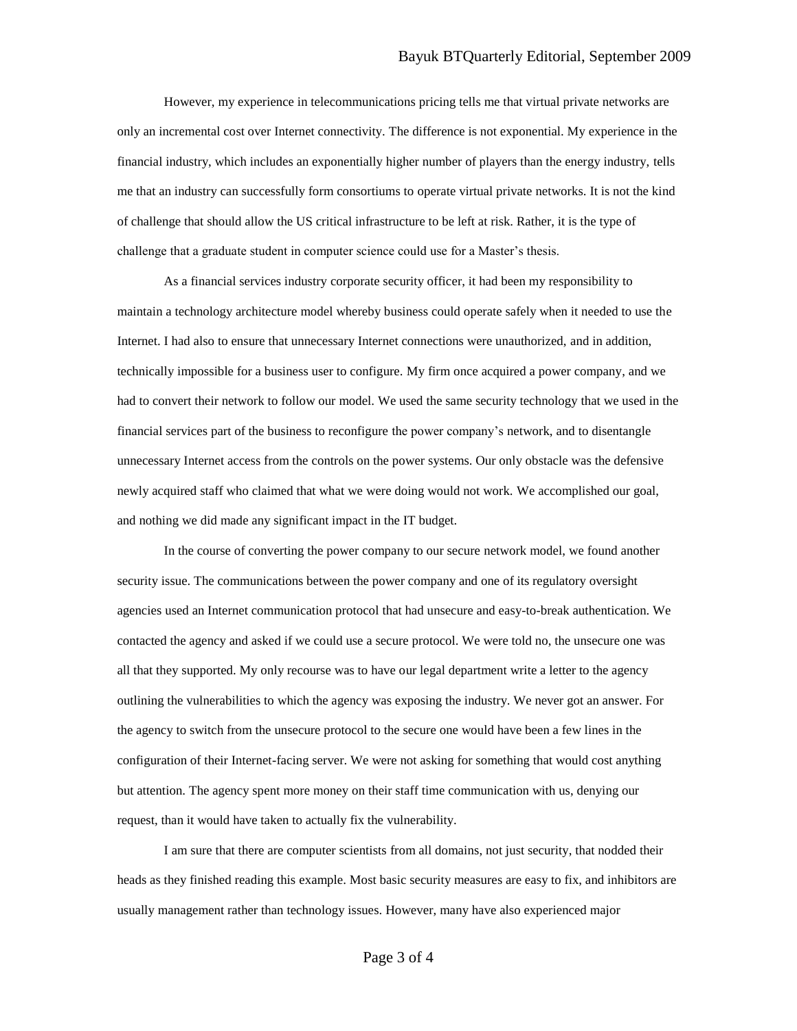However, my experience in telecommunications pricing tells me that virtual private networks are only an incremental cost over Internet connectivity. The difference is not exponential. My experience in the financial industry, which includes an exponentially higher number of players than the energy industry, tells me that an industry can successfully form consortiums to operate virtual private networks. It is not the kind of challenge that should allow the US critical infrastructure to be left at risk. Rather, it is the type of challenge that a graduate student in computer science could use for a Master's thesis.

As a financial services industry corporate security officer, it had been my responsibility to maintain a technology architecture model whereby business could operate safely when it needed to use the Internet. I had also to ensure that unnecessary Internet connections were unauthorized, and in addition, technically impossible for a business user to configure. My firm once acquired a power company, and we had to convert their network to follow our model. We used the same security technology that we used in the financial services part of the business to reconfigure the power company's network, and to disentangle unnecessary Internet access from the controls on the power systems. Our only obstacle was the defensive newly acquired staff who claimed that what we were doing would not work. We accomplished our goal, and nothing we did made any significant impact in the IT budget.

In the course of converting the power company to our secure network model, we found another security issue. The communications between the power company and one of its regulatory oversight agencies used an Internet communication protocol that had unsecure and easy-to-break authentication. We contacted the agency and asked if we could use a secure protocol. We were told no, the unsecure one was all that they supported. My only recourse was to have our legal department write a letter to the agency outlining the vulnerabilities to which the agency was exposing the industry. We never got an answer. For the agency to switch from the unsecure protocol to the secure one would have been a few lines in the configuration of their Internet-facing server. We were not asking for something that would cost anything but attention. The agency spent more money on their staff time communication with us, denying our request, than it would have taken to actually fix the vulnerability.

I am sure that there are computer scientists from all domains, not just security, that nodded their heads as they finished reading this example. Most basic security measures are easy to fix, and inhibitors are usually management rather than technology issues. However, many have also experienced major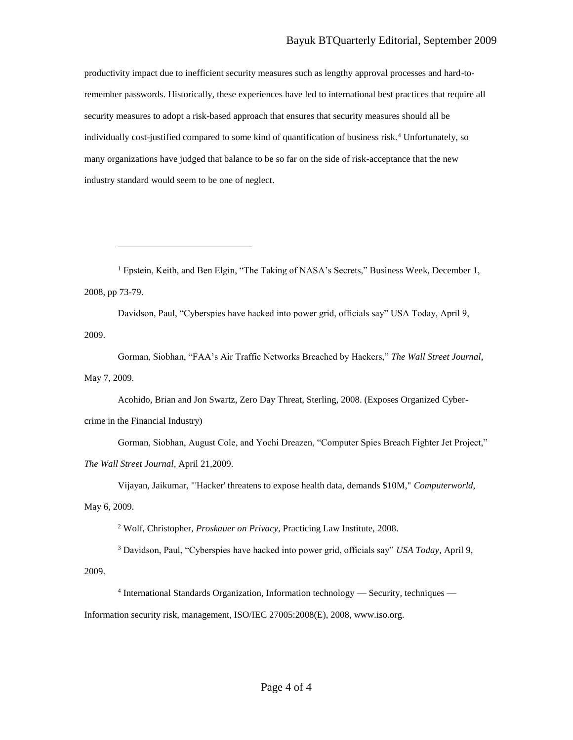productivity impact due to inefficient security measures such as lengthy approval processes and hard-to-remember passwords. Historically, these experiences have led to international best practices that require all security measures to adopt a risk-based approach that ensures that security measures should all be individually cost-justified compared to some kind of quantification of business risk.[4] Unfortunately, so many organizations have judged that balance to be so far on the side of risk-acceptance that the new industry standard would seem to be one of neglect.

---

[1] Epstein, Keith, and Ben Elgin, "The Taking of NASA's Secrets," Business Week, December 1, 2008, pp 73-79.

Davidson, Paul, "Cyberspies have hacked into power grid, officials say" USA Today, April 9, 2009.

Gorman, Siobhan, "FAA's Air Traffic Networks Breached by Hackers," *The Wall Street Journal*, May 7, 2009.

Acohido, Brian and Jon Swartz, Zero Day Threat, Sterling, 2008. (Exposes Organized Cyber-crime in the Financial Industry)

Gorman, Siobhan, August Cole, and Yochi Dreazen, "Computer Spies Breach Fighter Jet Project," *The Wall Street Journal*, April 21,2009.

Vijayan, Jaikumar, "'Hacker' threatens to expose health data, demands $10M," *Computerworld*, May 6, 2009.

[2] Wolf, Christopher, *Proskauer on Privacy*, Practicing Law Institute, 2008.

[3] Davidson, Paul, "Cyberspies have hacked into power grid, officials say" *USA Today*, April 9, 2009.

[4] International Standards Organization, Information technology — Security, techniques — Information security risk, management, ISO/IEC 27005:2008(E), 2008, www.iso.org.